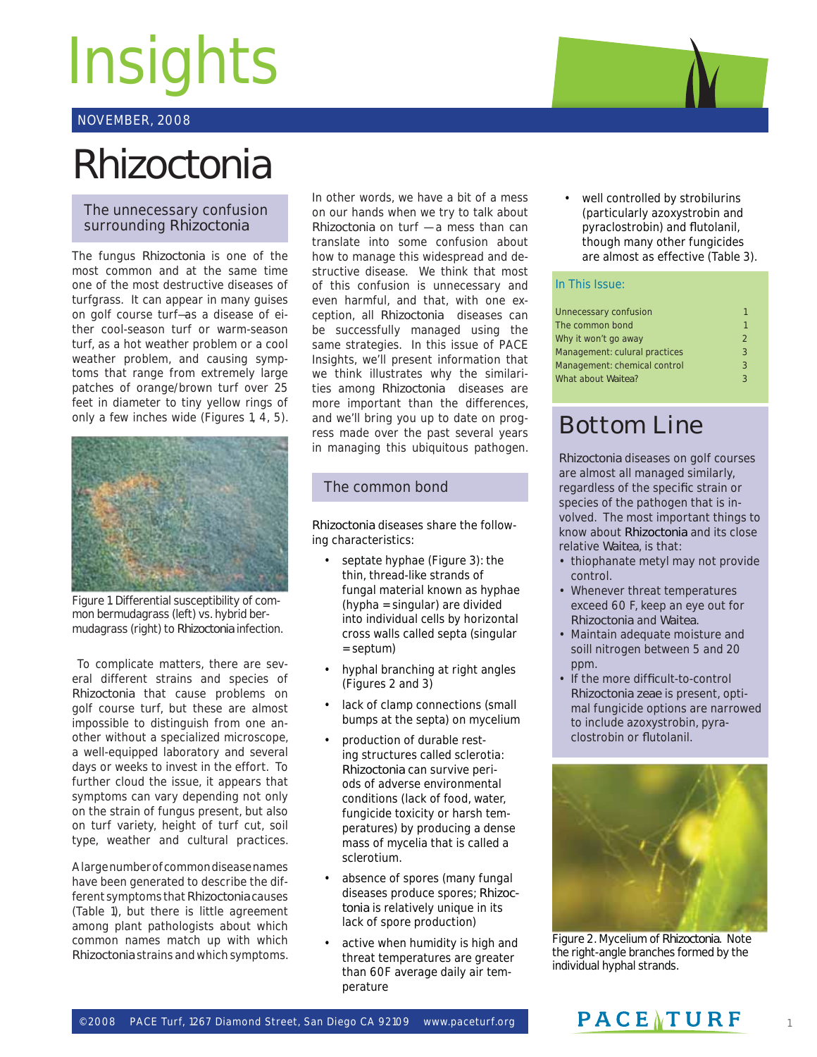# Insights

NOVEMBER, 2008

# Rhizoctonia

## The unnecessary confusion surrounding *Rhizoctonia*

The fungus *Rhizoctonia* is one of the most common and at the same time one of the most destructive diseases of turfgrass. It can appear in many guises on golf course turf—as a disease of either cool-season turf or warm-season turf, as a hot weather problem or a cool weather problem, and causing symptoms that range from extremely large patches of orange/brown turf over 25 feet in diameter to tiny yellow rings of only a few inches wide (Figures 1, 4, 5).

Figure 1 Differential susceptibility of common bermudagrass (left) vs. hybrid bermudagrass (right) to *Rhizoctonia* infection.

To complicate matters, there are several different strains and species of *Rhizoctonia* that cause problems on golf course turf, but these are almost impossible to distinguish from one another without a specialized microscope, a well-equipped laboratory and several days or weeks to invest in the effort. To further cloud the issue, it appears that symptoms can vary depending not only on the strain of fungus present, but also on turf variety, height of turf cut, soil type, weather and cultural practices.

A large number of common disease names have been generated to describe the different symptoms that *Rhizoctonia* causes (Table 1), but there is little agreement among plant pathologists about which common names match up with which *Rhizoctonia* strains and which symptoms.

In other words, we have a bit of a mess on our hands when we try to talk about *Rhizoctonia* on turf — a mess than can translate into some confusion about how to manage this widespread and destructive disease. We think that most of this confusion is unnecessary and even harmful, and that, with one exception, all *Rhizoctonia* diseases can be successfully managed using the same strategies. In this issue of PACE Insights, we'll present information that we think illustrates why the similarities among *Rhizoctonia* diseases are more important than the differences, and we'll bring you up to date on progress made over the past several years in managing this ubiquitous pathogen.

## The common bond

*Rhizoctonia* diseases share the following characteristics:

- septate hyphae (Figure 3): the thin, thread-like strands of fungal material known as hyphae (hypha = singular) are divided into individual cells by horizontal cross walls called septa (singular = septum)
- hyphal branching at right angles (Figures 2 and 3)
- lack of clamp connections (small bumps at the septa) on mycelium
- production of durable resting structures called sclerotia: *Rhizoctonia* can survive periods of adverse environmental conditions (lack of food, water, fungicide toxicity or harsh temperatures) by producing a dense mass of mycelia that is called a sclerotium.
- absence of spores (many fungal diseases produce spores; *Rhizoctonia* is relatively unique in its lack of spore production)
- active when humidity is high and threat temperatures are greater than 60F average daily air temperature
- well controlled by strobilurins (particularly azoxystrobin and pyraclostrobin) and flutolanil, though many other fungicides are almost as effective (Table 3).

### In This Issue:

| | |
|---|---|
| Unnecessary confusion | 1 |
| The common bond | 1 |
| Why it won't go away | 2 |
| Management: culural practices | 3 |
| Management: chemical control | 3 |
| What about *Waitea*? | 3 |

## Bottom Line

*Rhizoctonia* diseases on golf courses are almost all managed similarly, regardless of the specific strain or species of the pathogen that is involved. The most important things to know about *Rhizoctonia* and its close relative *Waitea*, is that:

- thiophanate metyl may not provide control.
- Whenever threat temperatures exceed 60 F, keep an eye out for *Rhizoctonia* and *Waitea*.
- Maintain adequate moisture and soill nitrogen between 5 and 20 ppm.
- If the more difficult-to-control *Rhizoctonia zeae* is present, optimal fungicide options are narrowed to include azoxystrobin, pyraclostrobin or flutolanil.

Figure 2. Mycelium of *Rhizoctonia*. Note the right-angle branches formed by the individual hyphal strands.

©2008 PACE Turf, 1267 Diamond Street, San Diego CA 92109 www.paceturf.org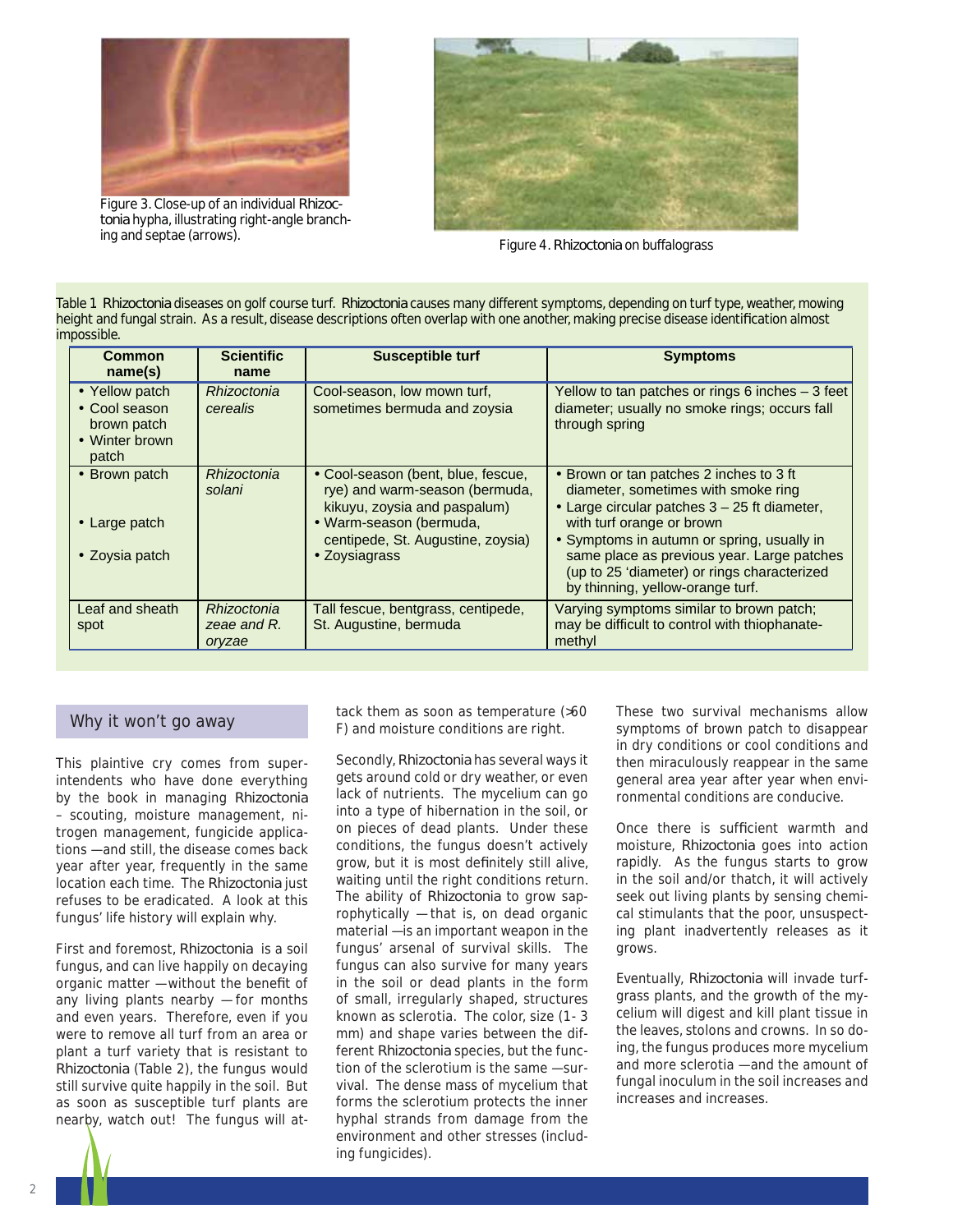Figure 3. Close-up of an individual *Rhizoctonia* hypha, illustrating right-angle branching and septae (arrows).

Figure 4. *Rhizoctonia* on buffalograss

Table 1. *Rhizoctonia* diseases on golf course turf. *Rhizoctonia* causes many different symptoms, depending on turf type, weather, mowing height and fungal strain. As a result, disease descriptions often overlap with one another, making precise disease identification almost impossible.

| Common name(s) | Scientific name | Susceptible turf | Symptoms |
|---|---|---|---|
| • Yellow patch<br>• Cool season brown patch<br>• Winter brown patch | *Rhizoctonia cerealis* | Cool-season, low mown turf, sometimes bermuda and zoysia | Yellow to tan patches or rings 6 inches – 3 feet diameter; usually no smoke rings; occurs fall through spring |
| • Brown patch<br>• Large patch<br>• Zoysia patch | *Rhizoctonia solani* | • Cool-season (bent, blue, fescue, rye) and warm-season (bermuda, kikuyu, zoysia and paspalum)<br>• Warm-season (bermuda, centipede, St. Augustine, zoysia)<br>• Zoysiagrass | • Brown or tan patches 2 inches to 3 ft diameter, sometimes with smoke ring<br>• Large circular patches 3 – 25 ft diameter, with turf orange or brown<br>• Symptoms in autumn or spring, usually in same place as previous year. Large patches (up to 25 'diameter) or rings characterized by thinning, yellow-orange turf. |
| Leaf and sheath spot | *Rhizoctonia zeae* and *R. oryzae* | Tall fescue, bentgrass, centipede, St. Augustine, bermuda | Varying symptoms similar to brown patch; may be difficult to control with thiophanate-methyl |

## Why it won't go away

This plaintive cry comes from superintendents who have done everything by the book in managing *Rhizoctonia* – scouting, moisture management, nitrogen management, fungicide applications —and still, the disease comes back year after year, frequently in the same location each time. The *Rhizoctonia* just refuses to be eradicated. A look at this fungus' life history will explain why.

First and foremost, *Rhizoctonia* is a soil fungus, and can live happily on decaying organic matter —without the benefit of any living plants nearby —for months and even years. Therefore, even if you were to remove all turf from an area or plant a turf variety that is resistant to *Rhizoctonia* (Table 2), the fungus would still survive quite happily in the soil. But as soon as susceptible turf plants are nearby, watch out! The fungus will attack them as soon as temperature (>60 F) and moisture conditions are right.

Secondly, *Rhizoctonia* has several ways it gets around cold or dry weather, or even lack of nutrients. The mycelium can go into a type of hibernation in the soil, or on pieces of dead plants. Under these conditions, the fungus doesn't actively grow, but it is most definitely still alive, waiting until the right conditions return. The ability of *Rhizoctonia* to grow saprophytically —that is, on dead organic material —is an important weapon in the fungus' arsenal of survival skills. The fungus can also survive for many years in the soil or dead plants in the form of small, irregularly shaped, structures known as sclerotia. The color, size (1- 3 mm) and shape varies between the different *Rhizoctonia* species, but the function of the sclerotium is the same —survival. The dense mass of mycelium that forms the sclerotium protects the inner hyphal strands from damage from the environment and other stresses (including fungicides).

These two survival mechanisms allow symptoms of brown patch to disappear in dry conditions or cool conditions and then miraculously reappear in the same general area year after year when environmental conditions are conducive.

Once there is sufficient warmth and moisture, *Rhizoctonia* goes into action rapidly. As the fungus starts to grow in the soil and/or thatch, it will actively seek out living plants by sensing chemical stimulants that the poor, unsuspecting plant inadvertently releases as it grows.

Eventually, *Rhizoctonia* will invade turfgrass plants, and the growth of the mycelium will digest and kill plant tissue in the leaves, stolons and crowns. In so doing, the fungus produces more mycelium and more sclerotia —and the amount of fungal inoculum in the soil increases and increases and increases.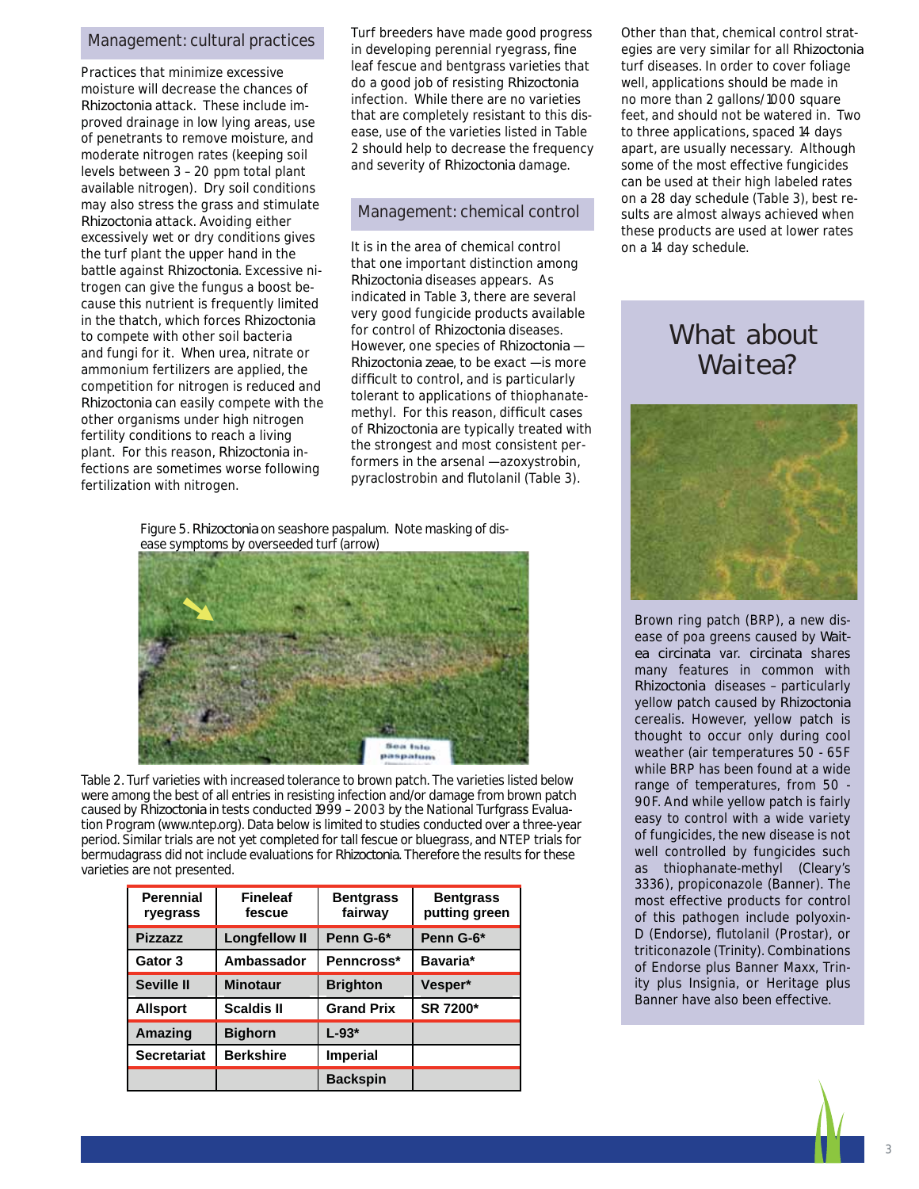## Management: cultural practices

Practices that minimize excessive moisture will decrease the chances of *Rhizoctonia* attack. These include improved drainage in low lying areas, use of penetrants to remove moisture, and moderate nitrogen rates (keeping soil levels between 3 – 20 ppm total plant available nitrogen). Dry soil conditions may also stress the grass and stimulate *Rhizoctonia* attack. Avoiding either excessively wet or dry conditions gives the turf plant the upper hand in the battle against *Rhizoctonia*. Excessive nitrogen can give the fungus a boost because this nutrient is frequently limited in the thatch, which forces *Rhizoctonia* to compete with other soil bacteria and fungi for it. When urea, nitrate or ammonium fertilizers are applied, the competition for nitrogen is reduced and *Rhizoctonia* can easily compete with the other organisms under high nitrogen fertility conditions to reach a living plant. For this reason, *Rhizoctonia* infections are sometimes worse following fertilization with nitrogen.

Turf breeders have made good progress in developing perennial ryegrass, fine leaf fescue and bentgrass varieties that do a good job of resisting *Rhizoctonia* infection. While there are no varieties that are completely resistant to this disease, use of the varieties listed in Table 2 should help to decrease the frequency and severity of *Rhizoctonia* damage.

## Management: chemical control

It is in the area of chemical control that one important distinction among *Rhizoctonia* diseases appears. As indicated in Table 3, there are several very good fungicide products available for control of *Rhizoctonia* diseases. However, one species of *Rhizoctonia* — *Rhizoctonia zeae*, to be exact —is more difficult to control, and is particularly tolerant to applications of thiophanate-methyl. For this reason, difficult cases of *Rhizoctonia* are typically treated with the strongest and most consistent performers in the arsenal —azoxystrobin, pyraclostrobin and flutolanil (Table 3).

Other than that, chemical control strategies are very similar for all *Rhizoctonia* turf diseases. In order to cover foliage well, applications should be made in no more than 2 gallons/1000 square feet, and should not be watered in. Two to three applications, spaced 14 days apart, are usually necessary. Although some of the most effective fungicides can be used at their high labeled rates on a 28 day schedule (Table 3), best results are almost always achieved when these products are used at lower rates on a 14 day schedule.

Figure 5. *Rhizoctonia* on seashore paspalum. Note masking of disease symptoms by overseeded turf (arrow)

Table 2. Turf varieties with increased tolerance to brown patch. The varieties listed below were among the best of all entries in resisting infection and/or damage from brown patch caused by *Rhizoctonia* in tests conducted 1999 – 2003 by the National Turfgrass Evaluation Program (www.ntep.org). Data below is limited to studies conducted over a three-year period. Similar trials are not yet completed for tall fescue or bluegrass, and NTEP trials for bermudagrass did not include evaluations for *Rhizoctonia*. Therefore the results for these varieties are not presented.

| Perennial ryegrass | Fineleaf fescue | Bentgrass fairway | Bentgrass putting green |
|---|---|---|---|
| Pizzazz | Longfellow II | Penn G-6* | Penn G-6* |
| Gator 3 | Ambassador | Penncross* | Bavaria* |
| Seville II | Minotaur | Brighton | Vesper* |
| Allsport | Scaldis II | Grand Prix | SR 7200* |
| Amazing | Bighorn | L-93* | |
| Secretariat | Berkshire | Imperial | |
| | | Backspin | |

## What about Waitea?

Brown ring patch (BRP), a new disease of poa greens caused by *Waitea circinata* var. *circinata* shares many features in common with *Rhizoctonia* diseases – particularly yellow patch caused by *Rhizoctonia cerealis*. However, yellow patch is thought to occur only during cool weather (air temperatures 50 - 65F while BRP has been found at a wide range of temperatures, from 50 - 90F. And while yellow patch is fairly easy to control with a wide variety of fungicides, the new disease is not well controlled by fungicides such as thiophanate-methyl (Cleary's 3336), propiconazole (Banner). The most effective products for control of this pathogen include polyoxin-D (Endorse), flutolanil (Prostar), or triticonazole (Trinity). Combinations of Endorse plus Banner Maxx, Trinity plus Insignia, or Heritage plus Banner have also been effective.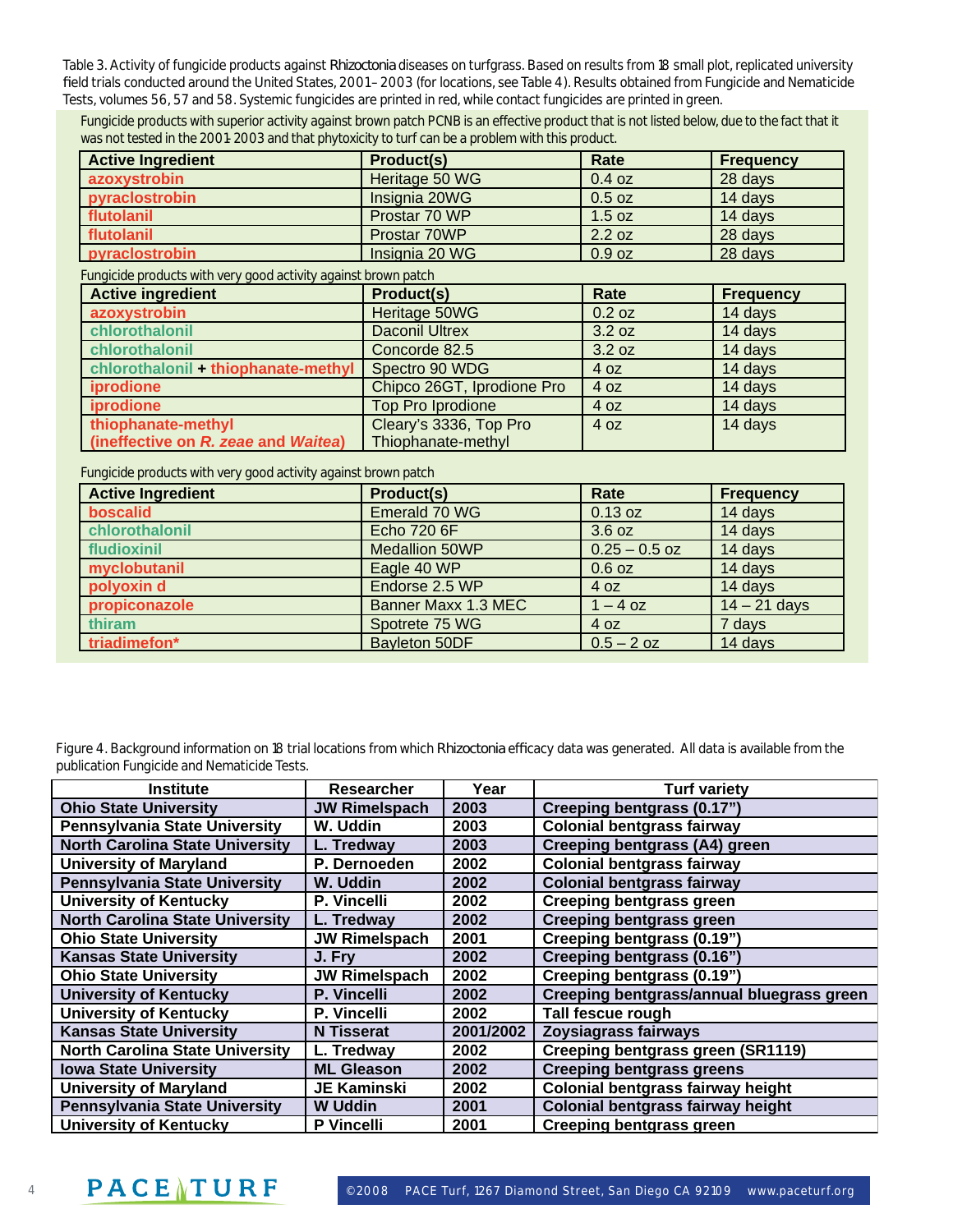Table 3. Activity of fungicide products against *Rhizoctonia* diseases on turfgrass. Based on results from 18 small plot, replicated university field trials conducted around the United States, 2001–2003 (for locations, see Table 4). Results obtained from Fungicide and Nematicide Tests, volumes 56, 57 and 58. Systemic fungicides are printed in red, while contact fungicides are printed in green.

Fungicide products with superior activity against brown patch PCNB is an effective product that is not listed below, due to the fact that it was not tested in the 2001-2003 and that phytoxicity to turf can be a problem with this product.

| Active Ingredient | Product(s) | Rate | Frequency |
|---|---|---|---|
| azoxystrobin | Heritage 50 WG | 0.4 oz | 28 days |
| pyraclostrobin | Insignia 20WG | 0.5 oz | 14 days |
| flutolanil | Prostar 70 WP | 1.5 oz | 14 days |
| flutolanil | Prostar 70WP | 2.2 oz | 28 days |
| pyraclostrobin | Insignia 20 WG | 0.9 oz | 28 days |

Fungicide products with very good activity against brown patch

| Active ingredient | Product(s) | Rate | Frequency |
|---|---|---|---|
| azoxystrobin | Heritage 50WG | 0.2 oz | 14 days |
| chlorothalonil | Daconil Ultrex | 3.2 oz | 14 days |
| chlorothalonil | Concorde 82.5 | 3.2 oz | 14 days |
| chlorothalonil + thiophanate-methyl | Spectro 90 WDG | 4 oz | 14 days |
| iprodione | Chipco 26GT, Iprodione Pro | 4 oz | 14 days |
| iprodione | Top Pro Iprodione | 4 oz | 14 days |
| thiophanate-methyl (ineffective on *R. zeae* and *Waitea*) | Cleary's 3336, Top Pro Thiophanate-methyl | 4 oz | 14 days |

Fungicide products with very good activity against brown patch

| Active Ingredient | Product(s) | Rate | Frequency |
|---|---|---|---|
| boscalid | Emerald 70 WG | 0.13 oz | 14 days |
| chlorothalonil | Echo 720 6F | 3.6 oz | 14 days |
| fludioxinil | Medallion 50WP | 0.25 – 0.5 oz | 14 days |
| myclobutanil | Eagle 40 WP | 0.6 oz | 14 days |
| polyoxin d | Endorse 2.5 WP | 4 oz | 14 days |
| propiconazole | Banner Maxx 1.3 MEC | 1 – 4 oz | 14 – 21 days |
| thiram | Spotrete 75 WG | 4 oz | 7 days |
| triadimefon* | Bayleton 50DF | 0.5 – 2 oz | 14 days |

Figure 4. Background information on 18 trial locations from which *Rhizoctonia* efficacy data was generated. All data is available from the publication Fungicide and Nematicide Tests.

| Institute | Researcher | Year | Turf variety |
|---|---|---|---|
| Ohio State University | JW Rimelspach | 2003 | Creeping bentgrass (0.17") |
| Pennsylvania State University | W. Uddin | 2003 | Colonial bentgrass fairway |
| North Carolina State University | L. Tredway | 2003 | Creeping bentgrass (A4) green |
| University of Maryland | P. Dernoeden | 2002 | Colonial bentgrass fairway |
| Pennsylvania State University | W. Uddin | 2002 | Colonial bentgrass fairway |
| University of Kentucky | P. Vincelli | 2002 | Creeping bentgrass green |
| North Carolina State University | L. Tredway | 2002 | Creeping bentgrass green |
| Ohio State University | JW Rimelspach | 2001 | Creeping bentgrass (0.19") |
| Kansas State University | J. Fry | 2002 | Creeping bentgrass (0.16") |
| Ohio State University | JW Rimelspach | 2002 | Creeping bentgrass (0.19") |
| University of Kentucky | P. Vincelli | 2002 | Creeping bentgrass/annual bluegrass green |
| University of Kentucky | P. Vincelli | 2002 | Tall fescue rough |
| Kansas State University | N Tisserat | 2001/2002 | Zoysiagrass fairways |
| North Carolina State University | L. Tredway | 2002 | Creeping bentgrass green (SR1119) |
| Iowa State University | ML Gleason | 2002 | Creeping bentgrass greens |
| University of Maryland | JE Kaminski | 2002 | Colonial bentgrass fairway height |
| Pennsylvania State University | W Uddin | 2001 | Colonial bentgrass fairway height |
| University of Kentucky | P Vincelli | 2001 | Creeping bentgrass green |

PACE TURF

©2008 PACE Turf, 1267 Diamond Street, San Diego CA 92109 www.paceturf.org